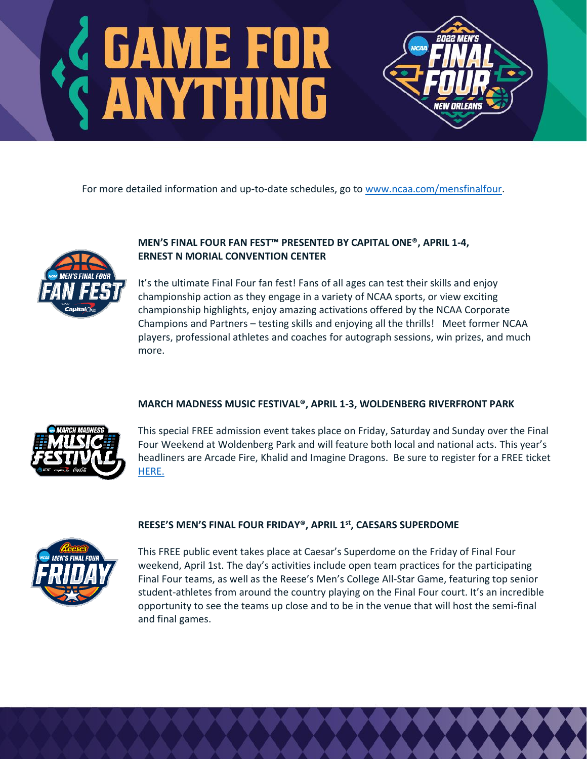# GAME FOR ANYTHING

For more detailed information and up-to-date schedules, go to [www.ncaa.com/mensfinalfour](www.ncaa.com/mensfinalfour).

### MEN'S FINAL FOUR FAN FEST™ PRESENTED BY CAPITAL ONE®, APRIL 1-4, ERNEST N MORIAL CONVENTION CENTER

It's the ultimate Final Four fan fest! Fans of all ages can test their skills and enjoy championship action as they engage in a variety of NCAA sports, or view exciting championship highlights, enjoy amazing activations offered by the NCAA Corporate Champions and Partners – testing skills and enjoying all the thrills! Meet former NCAA players, professional athletes and coaches for autograph sessions, win prizes, and much more.

### MARCH MADNESS MUSIC FESTIVAL®, APRIL 1-3, WOLDENBERG RIVERFRONT PARK

This special FREE admission event takes place on Friday, Saturday and Sunday over the Final Four Weekend at Woldenberg Park and will feature both local and national acts. This year's headliners are Arcade Fire, Khalid and Imagine Dragons. Be sure to register for a FREE ticket HERE.

### REESE'S MEN'S FINAL FOUR FRIDAY®, APRIL 1st, CAESARS SUPERDOME

This FREE public event takes place at Caesar's Superdome on the Friday of Final Four weekend, April 1st. The day's activities include open team practices for the participating Final Four teams, as well as the Reese's Men's College All-Star Game, featuring top senior student-athletes from around the country playing on the Final Four court. It's an incredible opportunity to see the teams up close and to be in the venue that will host the semi-final and final games.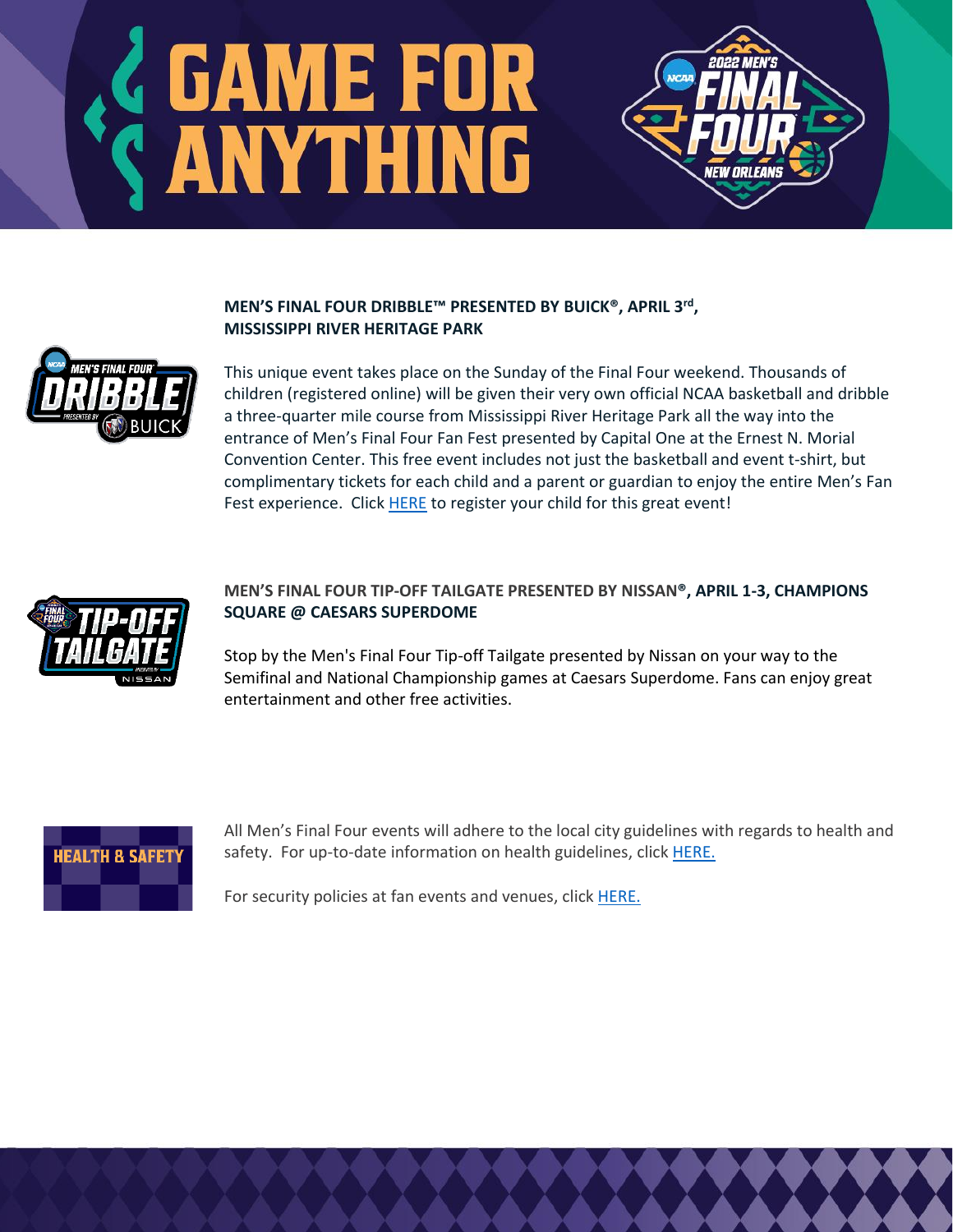# GAME FOR ANYTHING

### MEN'S FINAL FOUR DRIBBLE™ PRESENTED BY BUICK®, APRIL 3rd, MISSISSIPPI RIVER HERITAGE PARK

This unique event takes place on the Sunday of the Final Four weekend. Thousands of children (registered online) will be given their very own official NCAA basketball and dribble a three-quarter mile course from Mississippi River Heritage Park all the way into the entrance of Men's Final Four Fan Fest presented by Capital One at the Ernest N. Morial Convention Center. This free event includes not just the basketball and event t-shirt, but complimentary tickets for each child and a parent or guardian to enjoy the entire Men's Fan Fest experience. Click HERE to register your child for this great event!

### MEN'S FINAL FOUR TIP-OFF TAILGATE PRESENTED BY NISSAN®, APRIL 1-3, CHAMPIONS SQUARE @ CAESARS SUPERDOME

Stop by the Men's Final Four Tip-off Tailgate presented by Nissan on your way to the Semifinal and National Championship games at Caesars Superdome. Fans can enjoy great entertainment and other free activities.

### HEALTH & SAFETY

All Men's Final Four events will adhere to the local city guidelines with regards to health and safety. For up-to-date information on health guidelines, click HERE.

For security policies at fan events and venues, click HERE.